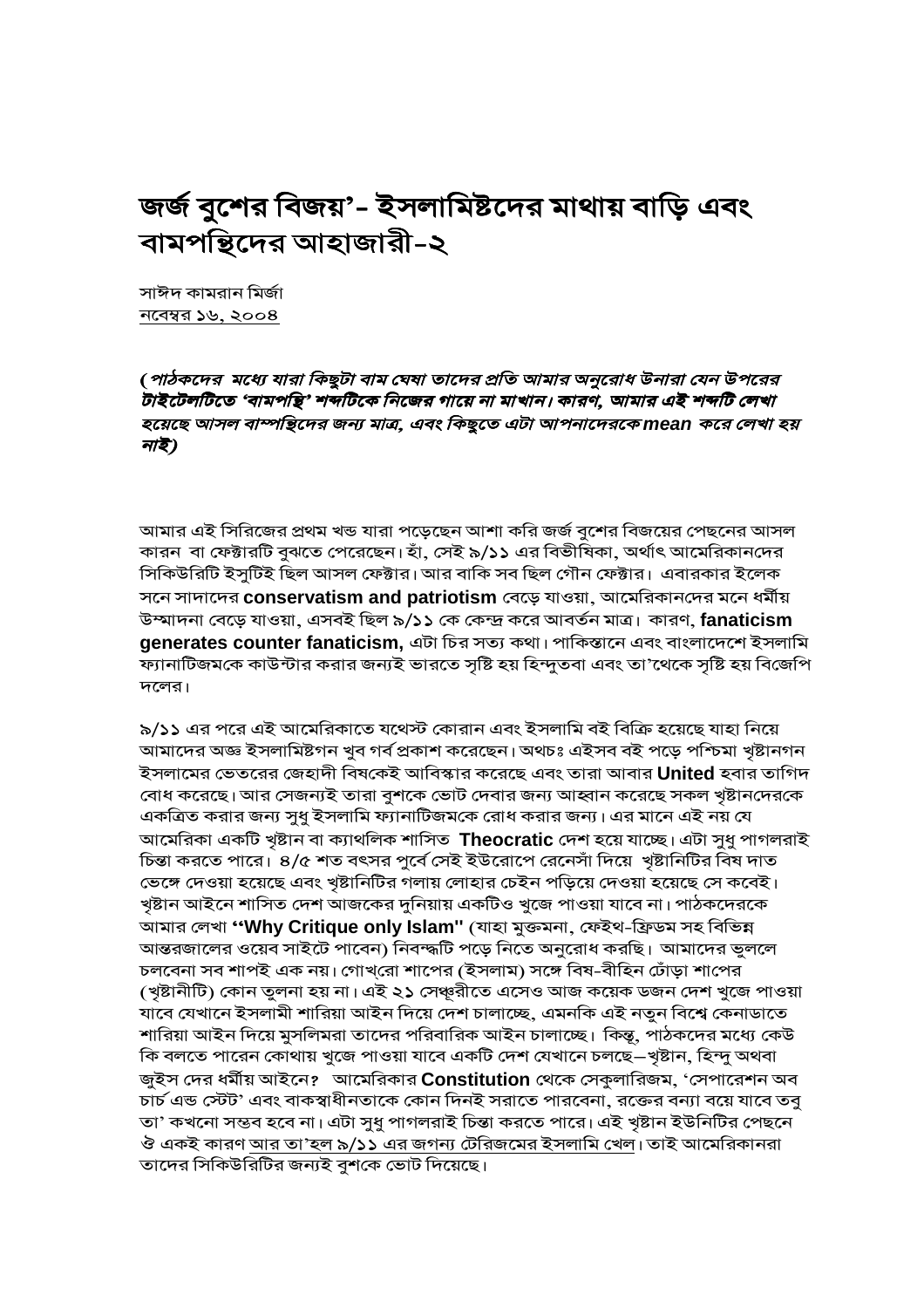# জর্জ বুশের বিজয়'- ইসলামিষ্টদের মাথায় বাড়ি এবং বামপন্থিদের আহাজারী-২

সাঈদ কামরান মির্জা
<u>নবেম্বর ১৬, ২০০৪</u>

***(পাঠকদের মধ্যে যারা কিছুটা বাম ঘেষা তাদের প্রতি আমার অনুরোধ উনারা যেন উপরের টাইটেলটিতে 'বামপন্থি' শব্দটিকে নিজের গায়ে না মাখান। কারণ, আমার এই শব্দটি লেখা হয়েছে আসল বাম্পন্থিদের জন্য মাত্র, এবং কিছুতে এটা আপনাদেরকে mean করে লেখা হয় নাই)***

আমার এই সিরিজের প্রথম খন্ড যারা পড়েছেন আশা করি জর্জ বুশের বিজয়ের পেছনের আসল কারন বা ফেক্টারটি বুঝতে পেরেছেন। হাঁ, সেই ৯/১১ এর বিভীষিকা, অর্থাৎ আমেরিকানদের সিকিউরিটি ইসুটিই ছিল আসল ফেক্টার। আর বাকি সব ছিল গৌন ফেক্টার। এবারকার ইলেক সনে সাদাদের **conservatism and patriotism** বেড়ে যাওয়া, আমেরিকানদের মনে ধর্মীয় উম্মাদনা বেড়ে যাওয়া, এসবই ছিল ৯/১১ কে কেন্দ্র করে আবর্তন মাত্র। কারণ, **fanaticism generates counter fanaticism,** এটা চির সত্য কথা। পাকিস্তানে এবং বাংলাদেশে ইসলামি ফ্যানাটিজমকে কাউন্টার করার জন্যই ভারতে সৃষ্টি হয় হিন্দুতবা এবং তা'থেকে সৃষ্টি হয় বিজেপি দলের।

৯/১১ এর পরে এই আমেরিকাতে যথেস্ট কোরান এবং ইসলামি বই বিক্রি হয়েছে যাহা নিয়ে আমাদের অজ্ঞ ইসলামিষ্টগন খুব গর্ব প্রকাশ করেছেন। অথচঃ এইসব বই পড়ে পশ্চিমা খৃষ্টানগন ইসলামের ভেতরের জেহাদী বিষকেই আবিস্কার করেছে এবং তারা আবার **United** হবার তাগিদ বোধ করেছে। আর সেজন্যই তারা বুশকে ভোট দেবার জন্য আহ্বান করেছে সকল খৃষ্টানদেরকে একত্রিত করার জন্য সুধু ইসলামি ফ্যানাটিজমকে রোধ করার জন্য। এর মানে এই নয় যে আমেরিকা একটি খৃষ্টান বা ক্যাথলিক শাসিত **Theocratic** দেশ হয়ে যাচ্ছে। এটা সুধু পাগলরাই চিন্তা করতে পারে। ৪/৫ শত বৎসর পুর্বে সেই ইউরোপে রেনেসাঁ দিয়ে খৃষ্টানিটির বিষ দাত ভেঙ্গে দেওয়া হয়েছে এবং খৃষ্টানিটির গলায় লোহার চেইন পড়িয়ে দেওয়া হয়েছে সে কবেই। খৃষ্টান আইনে শাসিত দেশ আজকের দুনিয়ায় একটিও খুজে পাওয়া যাবে না। পাঠকদেরকে আমার লেখা **"Why Critique only Islam"** (যাহা মুক্তমনা, ফেইথ-ফ্রিডম সহ বিভিন্ন আন্তরজালের ওয়েব সাইটে পাবেন) নিবন্ধটি পড়ে নিতে অনুরোধ করছি। আমাদের ভুললে চলবেনা সব শাপই এক নয়। গোখরো শাপের (ইসলাম) সঙ্গে বিষ-বীহিন ঢোঁড়া শাপের (খৃষ্টানীটি) কোন তুলনা হয় না। এই ২১ সেঞ্চুরীতে এসেও আজ কয়েক ডজন দেশ খুজে পাওয়া যাবে যেখানে ইসলামী শারিয়া আইন দিয়ে দেশ চালাচ্ছে, এমনকি এই নতুন বিশ্বে কেনাডাতে শারিয়া আইন দিয়ে মুসলিমরা তাদের পরিবারিক আইন চালাচ্ছে। কিন্তু, পাঠকদের মধ্যে কেউ কি বলতে পারেন কোথায় খুজে পাওয়া যাবে একটি দেশ যেখানে চলছে–খৃষ্টান, হিন্দু অথবা জুইস দের ধর্মীয় আইনে? আমেরিকার **Constitution** থেকে সেকুলারিজম, 'সেপারেশন অব চার্চ এন্ড স্টেট' এবং বাকস্বাধীনতাকে কোন দিনই সরাতে পারবেনা, রক্তের বন্যা বয়ে যাবে তবু তা' কখনো সম্ভব হবে না। এটা সুধু পাগলরাই চিন্তা করতে পারে। এই খৃষ্টান ইউনিটির পেছনে ঔ একই কারণ <u>আর তা'হল ৯/১১ এর জগন্য টেরিজমের ইসলামি খেল</u>। তাই আমেরিকানরা তাদের সিকিউরিটির জন্যই বুশকে ভোট দিয়েছে।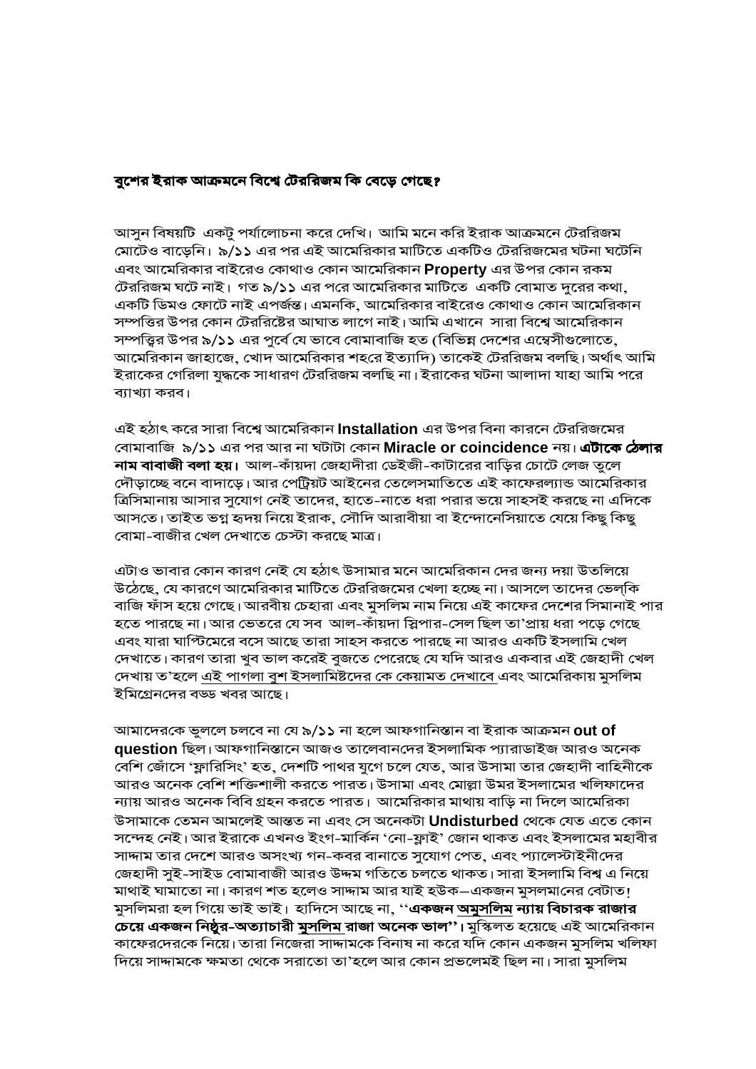**বুশের ইরাক আক্রমনে বিশ্বে টেররিজম কি বেড়ে গেছে?**

আসুন বিষয়টি একটু পর্যালোচনা করে দেখি। আমি মনে করি ইরাক আক্রমনে টেররিজম মোটেও বাড়েনি। ৯/১১ এর পর এই আমেরিকার মাটিতে একটিও টেররিজমের ঘটনা ঘটেনি এবং আমেরিকার বাইরেও কোথাও কোন আমেরিকান **Property** এর উপর কোন রকম টেররিজম ঘটে নাই। গত ৯/১১ এর পরে আমেরিকার মাটিতে একটি বোমাত দুরের কথা, একটি ডিমও ফোটে নাই এপর্জন্ত। এমনকি, আমেরিকার বাইরেও কোথাও কোন আমেরিকান সম্পত্তির উপর কোন টেররিষ্টের আঘাত লাগে নাই। আমি এখানে সারা বিশ্বে আমেরিকান সম্পত্ত্বির উপর ৯/১১ এর পুর্বে যে ভাবে বোমাবাজি হত (বিভিন্ন দেশের এম্বেসীগুলোতে, আমেরিকান জাহাজে, খোদ আমেরিকার শহরে ইত্যাদি) তাকেই টেররিজম বলছি। অর্থাৎ আমি ইরাকের গেরিলা যুদ্ধকে সাধারণ টেররিজম বলছি না। ইরাকের ঘটনা আলাদা যাহা আমি পরে ব্যাখ্যা করব।

এই হঠাৎ করে সারা বিশ্বে আমেরিকান **Installation** এর উপর বিনা কারনে টেররিজমের বোমাবাজি ৯/১১ এর পর আর না ঘটাটা কোন **Miracle or coincidence** নয়। **এটাকে ঠেলার নাম বাবাজী বলা হয়।** আল-কাঁয়দা জেহাদীরা ডেইজী-কাটারের বাড়ির চোটে লেজ তুলে দৌড়াচ্ছে বনে বাদাড়ে। আর পেট্রিয়ট আইনের তেলেসমাতিতে এই কাফেরল্যান্ড আমেরিকার ত্রিসিমানায় আসার সুযোগ নেই তাদের, হাতে-নাতে ধরা পরার ভয়ে সাহসই করছে না এদিকে আসতে। তাইত ভগ্ন হৃদয় নিয়ে ইরাক, সৌদি আরাবীয়া বা ইন্দোনেসিয়াতে যেয়ে কিছু কিছু বোমা-বাজীর খেল দেখাতে চেস্টা করছে মাত্র।

এটাও ভাবার কোন কারণ নেই যে হঠাৎ উসামার মনে আমেরিকান দের জন্য দয়া উতলিয়ে উঠেছে, যে কারণে আমেরিকার মাটিতে টেররিজমের খেলা হচ্ছে না। আসলে তাদের ভেল্‌কি বাজি ফাঁস হয়ে গেছে। আরবীয় চেহারা এবং মুসলিম নাম নিয়ে এই কাফের দেশের সিমানাই পার হতে পারছে না। আর ভেতরে যে সব আল-কাঁয়দা স্লিপার-সেল ছিল তা'প্রায় ধরা পড়ে গেছে এবং যারা ঘাপ্টিমেরে বসে আছে তারা সাহস করতে পারছে না আরও একটি ইসলামি খেল দেখাতে। কারণ তারা খুব ভাল করেই বুজতে পেরেছে যে যদি আরও একবার এই জেহাদী খেল দেখায় ত'হলে এই পাগলা বুশ ইসলামিষ্টদের কে কেয়ামত দেখাবে এবং আমেরিকায় মুসলিম ইমিগ্রেনদের বড্ড খবর আছে।

আমাদেরকে ভুললে চলবে না যে ৯/১১ না হলে আফগানিস্তান বা ইরাক আক্রমন **out of question** ছিল। আফগানিস্তানে আজও তালেবানদের ইসলামিক প্যারাডাইজ আরও অনেক বেশি জোঁসে 'ফ্লারিসিং' হত, দেশটি পাথর যুগে চলে যেত, আর উসামা তার জেহাদী বাহিনীকে আরও অনেক বেশি শক্তিশালী করতে পারত। উসামা এবং মোল্লা উমর ইসলামের খলিফাদের ন্যায় আরও অনেক বিবি গ্রহন করতে পারত। আমেরিকার মাথায় বাড়ি না দিলে আমেরিকা উসামাকে তেমন আমলেই আন্তত না এবং সে অনেকটা **Undisturbed** থেকে যেত এতে কোন সন্দেহ নেই। আর ইরাকে এখনও ইংগ-মার্কিন 'নো-ফ্লাই' জোন থাকত এবং ইসলামের মহাবীর সাদ্দাম তার দেশে আরও অসংখ্য গন-কবর বানাতে সুযোগ পেত, এবং প্যালেস্টাইনীদের জেহাদী সুই-সাইড বোমাবাজী আরও উদ্দম গতিতে চলতে থাকত। সারা ইসলামি বিশ্ব এ নিয়ে মাথাই ঘামাতো না। কারণ শত হলেও সাদ্দাম আর যাই হউক–একজন মুসলমানের বেটাত! মুসলিমরা হল গিয়ে ভাই ভাই। হাদিসে আছে না, "**একজন অমুসলিম ন্যায় বিচারক রাজার চেয়ে একজন নিষ্ঠুর-অত্যাচারী মুসলিম রাজা অনেক ভাল**"। মুস্কিলত হয়েছে এই আমেরিকান কাফেরদেরকে নিয়ে। তারা নিজেরা সাদ্দামকে বিনাষ না করে যদি কোন একজন মুসলিম খলিফা দিয়ে সাদ্দামকে ক্ষমতা থেকে সরাতো তা'হলে আর কোন প্রভলেমই ছিল না। সারা মুসলিম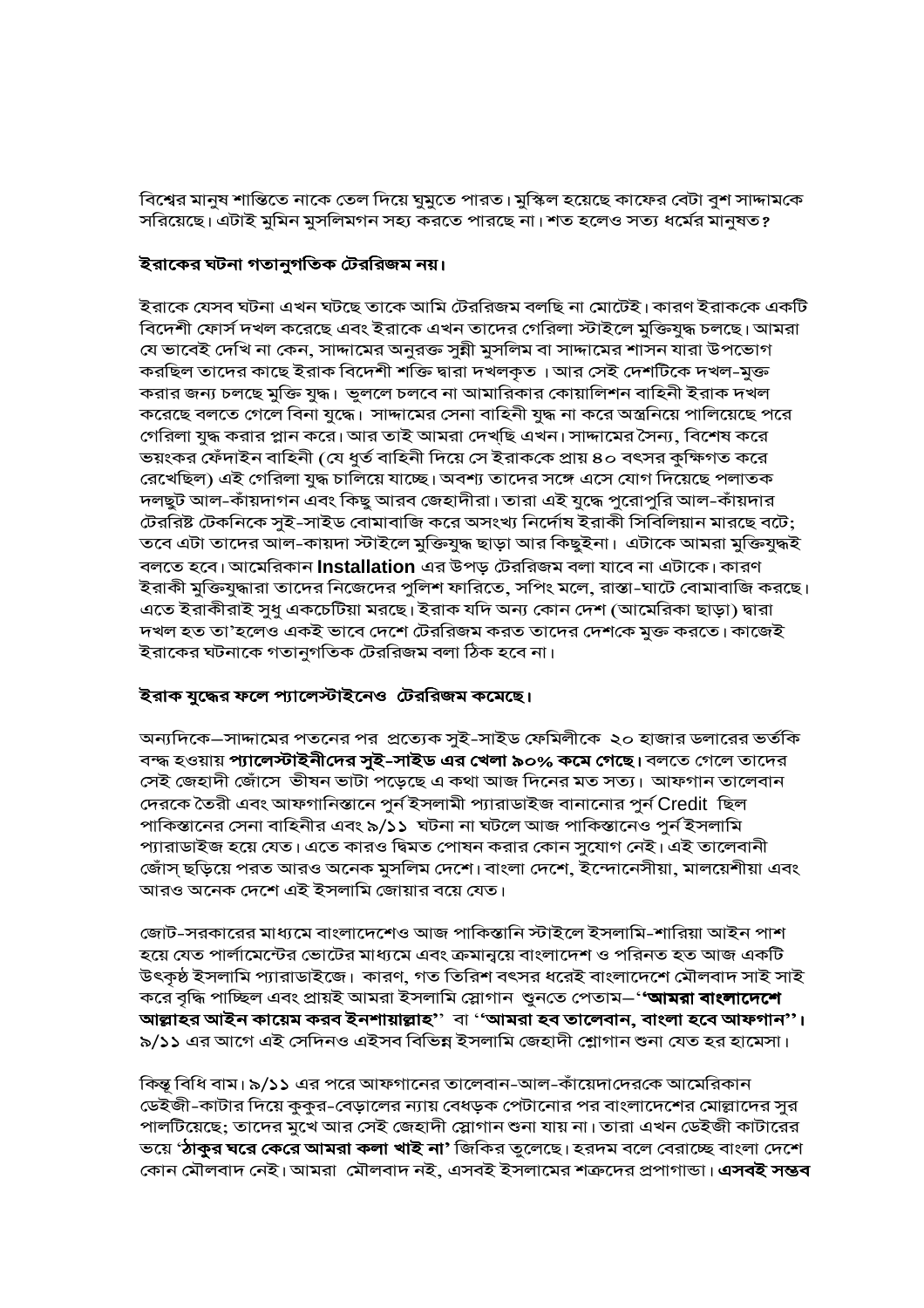বিশ্বের মানুষ শান্তিতে নাকে তেল দিয়ে ঘুমুতে পারত। মুস্কিল হয়েছে কাফের বেটা বুশ সাদ্দামকে সরিয়েছে। এটাই মুমিন মুসলিমগন সহ্য করতে পারছে না। শত হলেও সত্য ধর্মের মানুষত?

**ইরাকের ঘটনা গতানুগতিক টেররিজম নয়।**

ইরাকে যেসব ঘটনা এখন ঘটছে তাকে আমি টেররিজম বলছি না মোটেই। কারণ ইরাককে একটি বিদেশী ফোর্স দখল করেছে এবং ইরাকে এখন তাদের গেরিলা স্টাইলে মুক্তিযুদ্ধ চলছে। আমরা যে ভাবেই দেখি না কেন, সাদ্দামের অনুরক্ত সুন্নী মুসলিম বা সাদ্দামের শাসন যারা উপভোগ করছিল তাদের কাছে ইরাক বিদেশী শক্তি দ্বারা দখলকৃত । আর সেই দেশটিকে দখল-মুক্ত করার জন্য চলছে মুক্তি যুদ্ধ। ভুললে চলবে না আমারিকার কোয়ালিশন বাহিনী ইরাক দখল করেছে বলতে গেলে বিনা যুদ্ধে। সাদ্দামের সেনা বাহিনী যুদ্ধ না করে অস্ত্রনিয়ে পালিয়েছে পরে গেরিলা যুদ্ধ করার প্লান করে। আর তাই আমরা দেখছি এখন। সাদ্দামের সৈন্য, বিশেষ করে ভয়ংকর ফেঁদাইন বাহিনী (যে ধূর্ত বাহিনী দিয়ে সে ইরাককে প্রায় ৪০ বৎসর কুক্ষিগত করে রেখেছিল) এই গেরিলা যুদ্ধ চালিয়ে যাচ্ছে। অবশ্য তাদের সঙ্গে এসে যোগ দিয়েছে পলাতক দলছুট আল-কাঁয়দাগন এবং কিছু আরব জেহাদীরা। তারা এই যুদ্ধে পুরোপুরি আল-কাঁয়দার টেররিষ্ট টেকনিকে সুই-সাইড বোমাবাজি করে অসংখ্য নির্দোষ ইরাকী সিবিলিয়ান মারছে বটে; তবে এটা তাদের আল-কায়দা স্টাইলে মুক্তিযুদ্ধ ছাড়া আর কিছুইনা। এটাকে আমরা মুক্তিযুদ্ধই বলতে হবে। আমেরিকান **Installation** এর উপড় টেররিজম বলা যাবে না এটাকে। কারণ ইরাকী মুক্তিযুদ্ধারা তাদের নিজেদের পুলিশ ফারিতে, সপিং মলে, রাস্তা-ঘাটে বোমাবাজি করছে। এতে ইরাকীরাই সুধু একচেটিয়া মরছে। ইরাক যদি অন্য কোন দেশ (আমেরিকা ছাড়া) দ্বারা দখল হত তা'হলেও একই ভাবে দেশে টেররিজম করত তাদের দেশকে মুক্ত করতে। কাজেই ইরাকের ঘটনাকে গতানুগতিক টেররিজম বলা ঠিক হবে না।

**ইরাক যুদ্ধের ফলে প্যালেস্টাইনেও টেররিজম কমেছে।**

অন্যদিকে–সাদ্দামের পতনের পর প্রত্যেক সুই-সাইড ফেমিলীকে ২০ হাজার ডলারের ভর্তকি বন্ধ হওয়ায় **প্যালেস্টাইনীদের সুই-সাইড এর খেলা ৯০% কমে গেছে।** বলতে গেলে তাদের সেই জেহাদী জোঁসে ভীষন ভাটা পড়েছে এ কথা আজ দিনের মত সত্য। আফগান তালেবান দেরকে তৈরী এবং আফগানিস্তানে পুর্ন ইসলামী প্যারাডাইজ বানানোর পুর্ন Credit ছিল পাকিস্তানের সেনা বাহিনীর এবং ৯/১১ ঘটনা না ঘটলে আজ পাকিস্তানেও পুর্ন ইসলামি প্যারাডাইজ হয়ে যেত। এতে কারও দ্বিমত পোষন করার কোন সুযোগ নেই। এই তালেবানী জোঁস্ ছড়িয়ে পরত আরও অনেক মুসলিম দেশে। বাংলা দেশে, ইন্দোনেসীয়া, মালয়েশীয়া এবং আরও অনেক দেশে এই ইসলামি জোয়ার বয়ে যেত।

জোট-সরকারের মাধ্যমে বাংলাদেশেও আজ পাকিস্তানি স্টাইলে ইসলামি-শারিয়া আইন পাশ হয়ে যেত পার্লামেন্টের ভোটের মাধ্যমে এবং ক্রমানুয়ে বাংলাদেশ ও পরিনত হত আজ একটি উৎকৃষ্ট ইসলামি প্যারাডাইজে। কারণ, গত তিরিশ বৎসর ধরেই বাংলাদেশে মৌলবাদ সাই সাই করে বৃদ্ধি পাচ্ছিল এবং প্রায়ই আমরা ইসলামি স্লোগান শুনতে পেতাম–**''আমরা বাংলাদেশে আল্লাহর আইন কায়েম করব ইনশায়াল্লাহ''** বা **''আমরা হব তালেবান, বাংলা হবে আফগান''।** ৯/১১ এর আগে এই সেদিনও এইসব বিভিন্ন ইসলামি জেহাদী শ্লোগান শুনা যেত হর হামেসা।

কিন্তু বিধি বাম। ৯/১১ এর পরে আফগানের তালেবান-আল-কাঁয়েদাদেরকে আমেরিকান ডেইজী-কাটার দিয়ে কুকুর-বেড়ালের ন্যায় বেধড়ক পেটানোর পর বাংলাদেশের মোল্লাদের সুর পালটিয়েছে; তাদের মুখে আর সেই জেহাদী স্লোগান শুনা যায় না। তারা এখন ডেইজী কাটারের ভয়ে **'ঠাকুর ঘরে কেরে আমরা কলা খাই না'** জিকির তুলেছে। হরদম বলে বেরাচ্ছে বাংলা দেশে কোন মৌলবাদ নেই। আমরা মৌলবাদ নই, এসবই ইসলামের শত্রুদের প্রপাগান্ডা। **এসবই সম্ভব**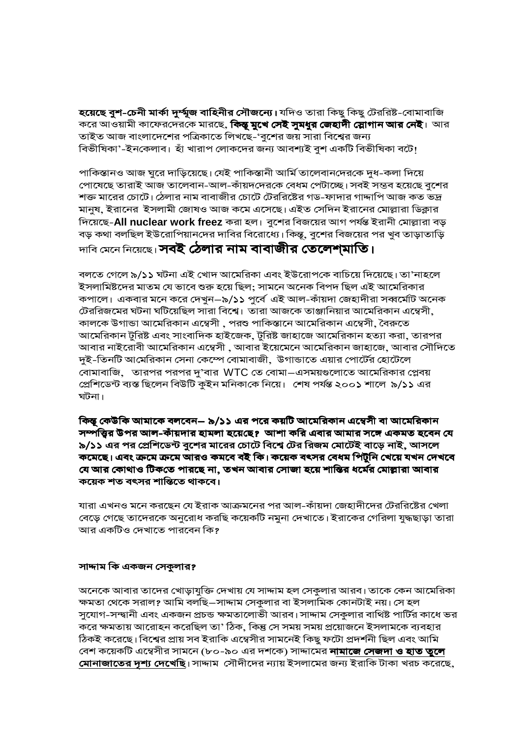**হয়েছে বুশ-চেনী মার্কা দুর্ম্মুজ বাহিনীর সৌজন্যে।** যদিও তারা কিছু কিছু টেররিষ্ট-বোমাবাজি করে আওয়ামী কাফেরদেরকে মারছে, **কিন্তু মুখে সেই সুমধুর জেহাদী স্লোগান আর নেই**। আর তাইত আজ বাংলাদেশের পত্রিকাতে লিখছে-'বুশের জয় সারা বিশ্বের জন্য বিভীষিকা'-ইনকেলাব। হাঁ খারাপ লোকদের জন্য আবশ্যই বুশ একটি বিভীষিকা বটে!

পাকিস্তানও আজ ঘুরে দাড়িয়েছে। যেই পাকিস্তানী আর্মি তালেবানদেরকে দুধ-কলা দিয়ে পোষেছে তারাই আজ তালেবান-আল-কাঁয়দদেরকে বেধম পেটাচ্ছে। সবই সম্ভব হয়েছে বুশের শক্ত মারের চোটে। ঠেলার নাম বাবাজীর চোটে টেররিষ্টের গড-ফাদার গাদ্দাপি আজ কত ভদ্র মানুষ, ইরানের ইসলামী জোষও আজ কমে এসেছে। এইত সেদিন ইরানের মোল্লারা ডিক্লার দিয়েছে-**All nuclear work freez** করা হল। বুশের বিজয়ের আগ পর্যন্ত ইরানী মোল্লারা বড় বড় কথা বলছিল ইউরোপিয়ানদের দাবির বিরোধ্যে। কিন্তু, বুশের বিজয়ের পর খুব তাড়াতাড়ি দাবি মেনে নিয়েছে। **সবই ঠেলার নাম বাবাজীর তেলেশ্মাতি।**

বলতে গেলে ৯/১১ ঘটনা এই খোদ আমেরিকা এবং ইউরোপকে বাচিয়ে দিয়েছে। তা'নাহলে ইসলামিষ্টদের মাতম যে ভাবে শুরু হয়ে ছিল; সামনে অনেক বিপদ ছিল এই আমেরিকার কপালে। একবার মনে করে দেখুন–৯/১১ পুর্বে এই আল-কাঁয়দা জেহাদীরা সর্ব্বমোট অনেক টেররিজমের ঘটনা ঘটিয়েছিল সারা বিশ্বে। তারা আজকে তাঞ্জানিয়ার আমেরিকান এম্বেসী, কালকে উগান্ডা আমেরিকান এম্বেসী , পরশু পাকিস্তানে আমেরিকান এম্বেসী, বৈরুতে আমেরিকান টুরিষ্ট এবং সাংবাদিক হাইজেক, টুরিষ্ট জাহাজে আমেরিকান হত্যা করা, তারপর আবার নাইরোবী আমেরিকান এম্বেসী , আবার ইয়েমেনে আমেরিকান জাহাজে, আবার সৌদিতে দুই-তিনটি আমেরিকান সেনা কেম্পে বোমাবাজী, উগান্ডাতে এয়ার পোর্টের হোটেলে বোমাবাজি, তারপর পরপর দু'বার WTC তে বোমা–এসময়গুলোতে আমেরিকার প্লেবয় প্রেশিডেন্ট ব্যস্ত ছিলেন বিউটি কুইন মনিকাকে নিয়ে। শেষ পর্যন্ত ২০০১ শালে ৯/১১ এর ঘটনা।

**কিন্তু কেউকি আমাকে বলবেন– ৯/১১ এর পরে কয়টি আমেরিকান এম্বেসী বা আমেরিকান সম্পত্তির উপর আল-কাঁয়দার হামলা হয়েছে? আশা করি এবার আমার সঙ্গে একমত হবেন যে ৯/১১ এর পর প্রেশিডেন্ট বুশের মারের চোটে বিশ্বে টের রিজম মোটেই বাড়ে নাই, আসলে কমেছে। এবং ক্রমে ক্রমে আরও কমবে বই কি। কয়েক বৎসর বেধম পিটুনি খেয়ে যখন দেখবে যে আর কোথাও টিকতে পারছে না, তখন আবার সোজা হয়ে শান্তির ধর্মের মোল্লারা আবার কয়েক শত বৎসর শান্তিতে থাকবে।**

যারা এখনও মনে করছেন যে ইরাক আক্রমনের পর আল-কাঁয়দা জেহাদীদের টেররিষ্টের খেলা বেড়ে গেছে তাদেরকে অনুরোধ করছি কয়েকটি নমুনা দেখাতে। ইরাকের গেরিলা যুদ্ধছাড়া তারা আর একটিও দেখাতে পারবেন কি?

**সাদ্দাম কি একজন সেকুলার?**

অনেকে আবার তাদের খোড়াযুক্তি দেখায় যে সাদ্দাম হল সেকুলার আরব। তাকে কেন আমেরিকা ক্ষমতা থেকে সরাল? আমি বলছি–সাদ্দাম সেকুলার বা ইসলামিক কোনটাই নয়। সে হল সুযোগ-সন্ধানী এবং একজন প্রচন্ড ক্ষমতালোভী আরব। সাদ্দাম সেকুলার বাথিষ্ট পার্টির কাধে ভর করে ক্ষমতায় আরোহন করেছিল তা' ঠিক, কিন্তু সে সময় সময় প্রয়োজনে ইসলামকে ব্যবহার ঠিকই করেছে। বিশ্বের প্রায় সব ইরাকি এম্বেসীর সামনেই কিছু ফটো প্রদর্শনী ছিল এবং আমি বেশ কয়েকটি এম্বেসীর সামনে (৮০-৯০ এর দশকে) সাদ্দামের **নামাজে সেজদা ও হাত তুলে মোনাজাতের দৃশ্য দেখেছি**। সাদ্দাম সৌদীদের ন্যায় ইসলামের জন্য ইরাকি টাকা খরচ করেছে,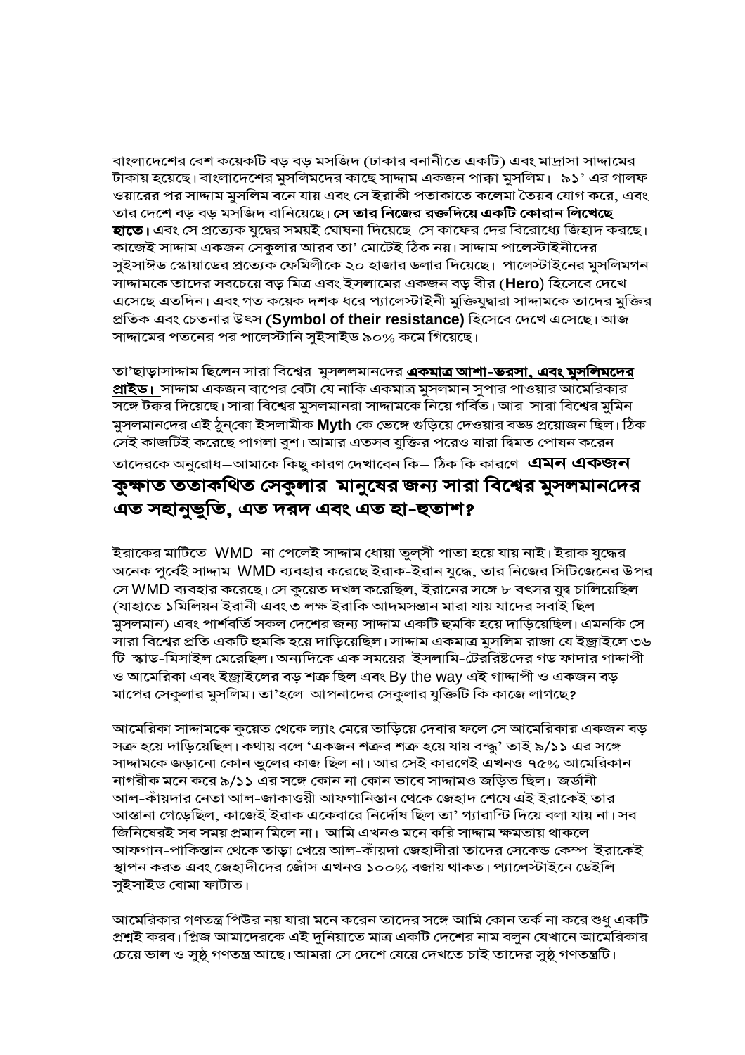বাংলাদেশের বেশ কয়েকটি বড় বড় মসজিদ (ঢাকার বনানীতে একটি) এবং মাদ্রাসা সাদ্দামের টাকায় হয়েছে। বাংলাদেশের মুসলিমদের কাছে সাদ্দাম একজন পাক্কা মুসলিম। ৯১' এর গালফ ওয়ারের পর সাদ্দাম মুসলিম বনে যায় এবং সে ইরাকী পতাকাতে কলেমা তৈয়ব যোগ করে, এবং তার দেশে বড় বড় মসজিদ বানিয়েছে। **সে তার নিজের রক্তদিয়ে একটি কোরান লিখেছে হাতে।** এবং সে প্রত্যেক যুদ্ধের সময়ই ঘোষনা দিয়েছে সে কাফের দের বিরোধ্যে জিহাদ করছে। কাজেই সাদ্দাম একজন সেকুলার আরব তা' মোটেই ঠিক নয়। সাদ্দাম পালেস্টাইনীদের সুইসাঈড স্কোয়াডের প্রত্যেক ফেমিলীকে ২০ হাজার ডলার দিয়েছে। পালেস্টাইনের মুসলিমগন সাদ্দামকে তাদের সবচেয়ে বড় মিত্র এবং ইসলামের একজন বড় বীর (**Hero**) হিসেবে দেখে এসেছে এতদিন। এবং গত কয়েক দশক ধরে প্যালেস্টাইনী মুক্তিযুদ্বারা সাদ্দামকে তাদের মুক্তির প্রতিক এবং চেতনার উৎস **(Symbol of their resistance)** হিসেবে দেখে এসেছে। আজ সাদ্দামের পতনের পর পালেস্টানি সুইসাইড ৯০% কমে গিয়েছে।

তা'ছাড়াসাদ্দাম ছিলেন সারা বিশ্বের মুসললমানদের **<u>একমাত্র আশা-ভরসা, এবং মুসলিমদের প্রাইড।</u>** সাদ্দাম একজন বাপের বেটা যে নাকি একমাত্র মুসলমান সুপার পাওয়ার আমেরিকার সঙ্গে টক্কর দিয়েছে। সারা বিশ্বের মুসলমানরা সাদ্দামকে নিয়ে গর্বিত। আর সারা বিশ্বের মুমিন মুসলমানদের এই ঠুনকো ইসলামীক **Myth** কে ভেঙ্গে গুড়িয়ে দেওয়ার বড্ড প্রয়োজন ছিল। ঠিক সেই কাজটিই করেছে পাগলা বুশ। আমার এতসব যুক্তির পরেও যারা দ্বিমত পোষন করেন তাদেরকে অনুরোধ–আমাকে কিছু কারণ দেখাবেন কি– ঠিক কি কারণে **এমন একজন কুক্ষাত ততাকথিত সেকুলার মানুষের জন্য সারা বিশ্বের মুসলমানদের এত সহানুভূতি, এত দরদ এবং এত হা-হুতাশ?**

ইরাকের মাটিতে WMD না পেলেই সাদ্দাম ধোয়া তুল্সী পাতা হয়ে যায় নাই। ইরাক যুদ্ধের অনেক পুর্বেই সাদ্দাম WMD ব্যবহার করেছে ইরাক-ইরান যুদ্ধে, তার নিজের সিটিজেনের উপর সে WMD ব্যবহার করেছে। সে কুয়েত দখল করেছিল, ইরানের সঙ্গে ৮ বৎসর যুদ্ব চালিয়েছিল (যাহাতে ১মিলিয়ন ইরানী এবং ৩ লক্ষ ইরাকি আদমসন্তান মারা যায় যাদের সবাই ছিল মুসলমান) এবং পার্শবর্তি সকল দেশের জন্য সাদ্দাম একটি হুমকি হয়ে দাড়িয়েছিল। এমনকি সে সারা বিশ্বের প্রতি একটি হুমকি হয়ে দাড়িয়েছিল। সাদ্দাম একমাত্র মুসলিম রাজা যে ইজ্রাইলে ৩৬ টি স্কাড-মিসাইল মেরেছিল। অন্যদিকে এক সময়ের ইসলামি-টেররিষ্টদের গড ফাদার গাদ্দাপী ও আমেরিকা এবং ইজ্রাইলের বড় শত্রু ছিল এবং By the way এই গাদ্দাপী ও একজন বড় মাপের সেকুলার মুসলিম। তা'হলে আপনাদের সেকুলার যুক্তিটি কি কাজে লাগছে?

আমেরিকা সাদ্দামকে কুয়েত থেকে ল্যাং মেরে তাড়িয়ে দেবার ফলে সে আমেরিকার একজন বড় সত্রু হয়ে দাড়িয়েছিল। কথায় বলে 'একজন শত্রুর শত্রু হয়ে যায় বন্দ্ধু' তাই ৯/১১ এর সঙ্গে সাদ্দামকে জড়ানো কোন ভুলের কাজ ছিল না। আর সেই কারণেই এখনও ৭৫% আমেরিকান নাগরীক মনে করে ৯/১১ এর সঙ্গে কোন না কোন ভাবে সাদ্দামও জড়িত ছিল। জর্ডানী আল-কাঁয়দার নেতা আল-জাকাওয়ী আফগানিস্তান থেকে জেহাদ শেষে এই ইরাকেই তার আস্তানা গেড়েছিল, কাজেই ইরাক একেবারে নির্দোষ ছিল তা' গ্যারান্টি দিয়ে বলা যায় না। সব জিনিষেরই সব সময় প্রমান মিলে না। আমি এখনও মনে করি সাদ্দাম ক্ষমতায় থাকলে আফগান-পাকিস্তান থেকে তাড়া খেয়ে আল-কাঁয়দা জেহাদীরা তাদের সেকেন্ড কেম্প ইরাকেই স্থাপন করত এবং জেহাদীদের জোঁস এখনও ১০০% বজায় থাকত। প্যালেস্টাইনে ডেইলি সুইসাইড বোমা ফাটাত।

আমেরিকার গণতন্ত্র পিউর নয় যারা মনে করেন তাদের সঙ্গে আমি কোন তর্ক না করে শুধু একটি প্রশ্নই করব। প্লিজ আমাদেরকে এই দুনিয়াতে মাত্র একটি দেশের নাম বলুন যেখানে আমেরিকার চেয়ে ভাল ও সুষ্ঠূ গণতন্ত্র আছে। আমরা সে দেশে যেয়ে দেখতে চাই তাদের সুষ্ঠূ গণতন্ত্রটি।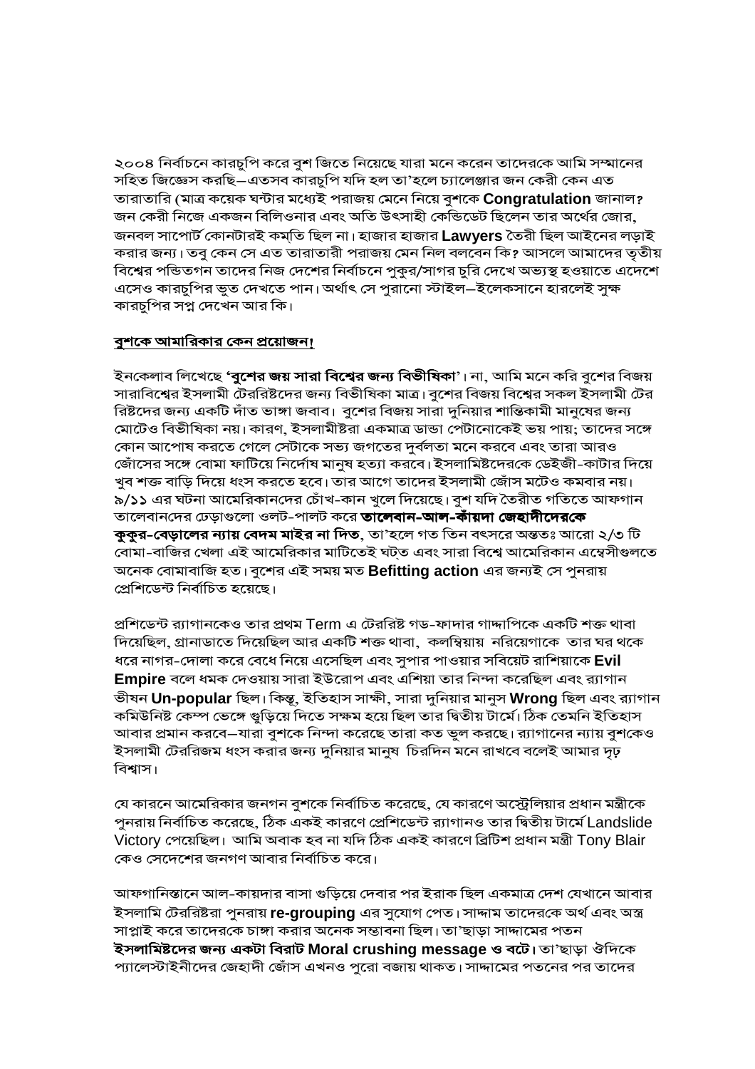২০০৪ নির্বাচনে কারচুপি করে বুশ জিতে নিয়েছে যারা মনে করেন তাদেরকে আমি সম্মানের সহিত জিজ্ঞেস করছি—এতসব কারচুপি যদি হল তা'হলে চ্যালেঞ্জার জন কেরী কেন এত তারাতারি (মাত্র কয়েক ঘন্টার মধ্যেই পরাজয় মেনে নিয়ে বুশকে **Congratulation** জানাল? জন কেরী নিজে একজন বিলিওনার এবং অতি উৎসাহী কেন্ডিডেট ছিলেন তার অর্থের জোর, জনবল সাপোর্ট কোনটারই কমতি ছিল না। হাজার হাজার **Lawyers** তৈরী ছিল আইনের লড়াই করার জন্য। তবু কেন সে এত তারাতারী পরাজয় মেন নিল বলবেন কি? আসলে আমাদের তৃতীয় বিশ্বের পন্ডিতগন তাদের নিজ দেশের নির্বাচনে পুকুর/সাগর চুরি দেখে অভ্যস্থ হওয়াতে এদেশে এসেও কারচুপির ভূত দেখতে পান। অর্থাৎ সে পুরানো স্টাইল—ইলেকসানে হারলেই সুক্ষ কারচুপির সপ্ন দেখেন আর কি।

**বুশকে আমারিকার কেন প্রয়োজন!**

ইনকেলাব লিখেছে **'বুশের জয় সারা বিশ্বের জন্য বিভীষিকা'**। না, আমি মনে করি বুশের বিজয় সারাবিশ্বের ইসলামী টেররিষ্টদের জন্য বিভীষিকা মাত্র। বুশের বিজয় বিশ্বের সকল ইসলামী টের রিষ্টদের জন্য একটি দাঁত ভাঙ্গা জবাব। বুশের বিজয় সারা দুনিয়ার শান্তিকামী মানুষের জন্য মোটেও বিভীষিকা নয়। কারণ, ইসলামীষ্টরা একমাত্র ডান্ডা পেটানোকেই ভয় পায়; তাদের সঙ্গে কোন আপোষ করতে গেলে সেটাকে সভ্য জগতের দুর্বলতা মনে করবে এবং তারা আরও জোঁসের সঙ্গে বোমা ফাটিয়ে নির্দোষ মানুষ হত্যা করবে। ইসলামিষ্টদেরকে ডেইজী-কাটার দিয়ে খুব শক্ত বাড়ি দিয়ে ধংস করতে হবে। তার আগে তাদের ইসলামী জোঁস মটেও কমবার নয়। ৯/১১ এর ঘটনা আমেরিকানদের চোঁখ-কান খুলে দিয়েছে। বুশ যদি তৈরীত গতিতে আফগান তালেবানদের ঢেড়াগুলো ওলট-পালট করে **তালেবান-আল-কাঁয়দা জেহাদীদেরকে কুকুর-বেড়ালের ন্যায় বেদম মাইর না দিত**, তা'হলে গত তিন বৎসরে অন্তত্বঃ আরো ২/৩ টি বোমা-বাজির খেলা এই আমেরিকার মাটিতেই ঘট্‌ত এবং সারা বিশ্বে আমেরিকান এম্বেসীগুলতে অনেক বোমাবাজি হত। বুশের এই সময় মত **Befitting action** এর জন্যই সে পুনরায় প্রেশিডেন্ট নির্বাচিত হয়েছে।

প্রশিডেন্ট র‍্যাগানকেও তার প্রথম Term এ টেররিষ্ট গড-ফাদার গাদ্দাপিকে একটি শক্ত থাবা দিয়েছিল, গ্রানাডাতে দিয়েছিল আর একটি শক্ত থাবা, কলম্বিয়ায় নরিয়েগাকে তার ঘর থকে ধরে নাগর-দোলা করে বেধে নিয়ে এসেছিল এবং সুপার পাওয়ার সবিয়েট রাশিয়াকে **Evil Empire** বলে ধমক দেওয়ায় সারা ইউরোপ এবং এশিয়া তার নিন্দা করেছিল এবং র‍্যাগান ভীষন **Un-popular** ছিল। কিন্তু, ইতিহাস সাক্ষী, সারা দুনিয়ার মানুস **Wrong** ছিল এবং র‍্যাগান কমিউনিষ্ট কেম্প ভেঙ্গে গুড়িয়ে দিতে সক্ষম হয়ে ছিল তার দ্বিতীয় টার্মে। ঠিক তেমনি ইতিহাস আবার প্রমান করবে—যারা বুশকে নিন্দা করেছে তারা কত ভুল করছে। র‍্যাগানের ন্যায় বুশকেও ইসলামী টেররিজম ধংস করার জন্য দুনিয়ার মানুষ চিরদিন মনে রাখবে বলেই আমার দৃঢ় বিশ্বাস।

যে কারনে আমেরিকার জনগন বুশকে নির্বাচিত করেছে, যে কারণে অস্ট্রেলিয়ার প্রধান মন্ত্রীকে পুনরায় নির্বাচিত করেছে, ঠিক একই কারণে প্রেশিডেন্ট র‍্যাগানও তার দ্বিতীয় টার্মে Landslide Victory পেয়েছিল। আমি অবাক হব না যদি ঠিক একই কারণে ব্রিটিশ প্রধান মন্ত্রী Tony Blair কেও সেদেশের জনগণ আবার নির্বাচিত করে।

আফগানিস্তানে আল-কায়দার বাসা গুড়িয়ে দেবার পর ইরাক ছিল একমাত্র দেশ যেখানে আবার ইসলামি টেররিষ্টরা পুনরায় **re-grouping** এর সুযোগ পেত। সাদ্দাম তাদেরকে অর্থ এবং অস্ত্র সাপ্লাই করে তাদেরকে চাঙ্গা করার অনেক সম্ভাবনা ছিল। তা'ছাড়া সাদ্দামের পতন **ইসলামিষ্টদের জন্য একটা বিরাট Moral crushing message ও বটে।** তা'ছাড়া ঔদিকে প্যালেস্টাইনীদের জেহাদী জোঁস এখনও পুরো বজায় থাকত। সাদ্দামের পতনের পর তাদের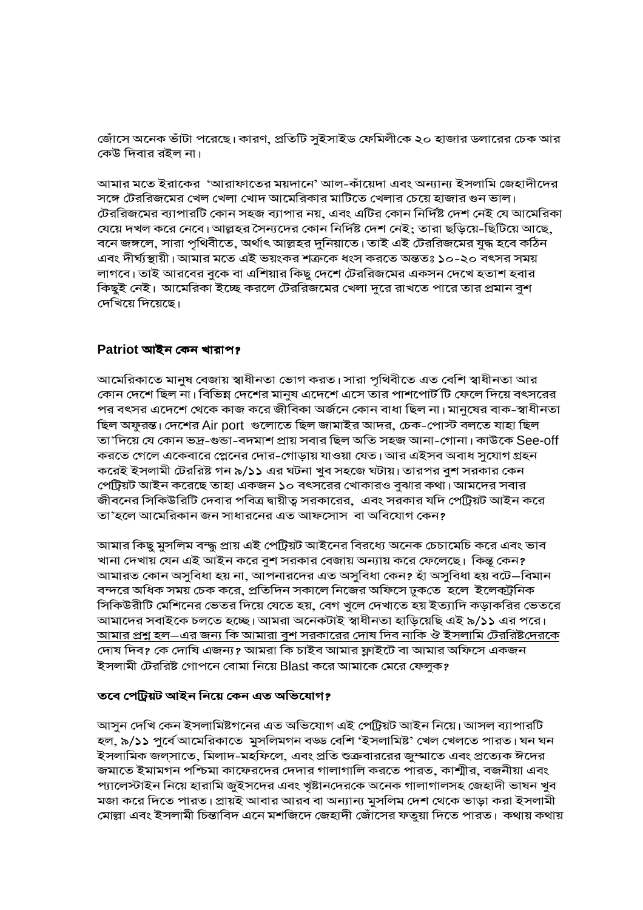জোঁসে অনেক ভাঁটা পরেছে। কারণ, প্রতিটি সুইসাইড ফেমিলীকে ২০ হাজার ডলারের চেক আর কেউ দিবার রইল না।

আমার মতে ইরাকের 'আরাফাতের ময়দানে' আল-কাঁয়েদা এবং অন্যান্য ইসলামি জেহাদীদের সঙ্গে টেররিজমের খেল খেলা খোদ আমেরিকার মাটিতে খেলার চেয়ে হাজার গুন ভাল। টেররিজমের ব্যাপারটি কোন সহজ ব্যাপার নয়, এবং এটির কোন নির্দিষ্ট দেশ নেই যে আমেরিকা যেয়ে দখল করে নেবে। আল্লহর সৈন্যদের কোন নির্দিষ্ট দেশ নেই; তারা ছড়িয়ে-ছিটিয়ে আছে, বনে জঙ্গলে, সারা পৃথিবীতে, অর্থাৎ আল্লহর দুনিয়াতে। তাই এই টেররিজমের যুদ্ধ হবে কঠিন এবং দীর্ঘ্যস্থায়ী। আমার মতে এই ভয়ংকর শত্রুকে ধংস করতে অন্ততঃ ১০-২০ বৎসর সময় লাগবে। তাই আরবের বুকে বা এশিয়ার কিছু দেশে টেররিজমের একসন দেখে হতাশ হবার কিছুই নেই। আমেরিকা ইচ্ছে করলে টেররিজমের খেলা দুরে রাখতে পারে তার প্রমান বুশ দেখিয়ে দিয়েছে।

## Patriot আইন কেন খারাপ?

আমেরিকাতে মানুষ বেজায় স্বাধীনতা ভোগ করত। সারা পৃথিবীতে এত বেশি স্বাধীনতা আর কোন দেশে ছিল না। বিভিন্ন দেশের মানুষ এদেশে এসে তার পাশপোর্ট টি ফেলে দিয়ে বৎসরের পর বৎসর এদেশে থেকে কাজ করে জীবিকা অর্জনে কোন বাধা ছিল না। মানুষের বাক-স্বাধীনতা ছিল অফুরন্ত। দেশের Air port গুলোতে ছিল জামাইর আদর, চেক-পোস্ট বলতে যাহা ছিল তা'দিয়ে যে কোন ভদ্র-গুন্ডা-বদমাশ প্রায় সবার ছিল অতি সহজ আনা-গোনা। কাউকে See-off করতে গেলে একেবারে প্লেনের দোর-গোড়ায় যাওয়া যেত। আর এইসব অবাধ সুযোগ গ্রহন করেই ইসলামী টেররিষ্ট গন ৯/১১ এর ঘটনা খুব সহজে ঘটায়। তারপর বুশ সরকার কেন পেট্রিয়ট আইন করেছে তাহা একজন ১০ বৎসরের খোকারও বুঝার কথা। আমদের সবার জীবনের সিকিউরিটি দেবার পবিত্র দ্বায়ীত্ব সরকারের, এবং সরকার যদি পেট্রিয়ট আইন করে তা'হলে আমেরিকান জন সাধারনের এত আফসোস বা অবিযোগ কেন?

আমার কিছু মুসলিম বন্দ্ধু প্রায় এই পেট্রিয়ট আইনের বিরধ্যে অনেক চেচামেচি করে এবং ভাব খানা দেখায় যেন এই আইন করে বুশ সরকার বেজায় অন্যায় করে ফেলেছে। কিন্তু কেন? আমারত কোন অসুবিধা হয় না, আপনারদের এত অসুবিধা কেন? হাঁ অসুবিধা হয় বটে–বিমান বন্দরে অধিক সময় চেক করে, প্রতিদিন সকালে নিজের অফিসে ঢুকতে হলে ইলেকট্রনিক সিকিউরীটি মেশিনের ভেতর দিয়ে যেতে হয়, বেগ খুলে দেখাতে হয় ইত্যাদি কড়াকরির ভেতরে আমাদের সবাইকে চলতে হচ্ছে। আমরা অনেকটাই স্বাধীনতা হাড়িয়েছি এই ৯/১১ এর পরে। <u>আমার প্রশ্ন হল–এর জন্য কি আমারা বুশ সরকারের দোষ দিব নাকি ঔ ইসলামি টেররিষ্টদেরকে</u> দোষ দিব? কে দোষি এজন্য? আমরা কি চাইব আমার ফ্লাইটে বা আমার অফিসে একজন ইসলামী টেররিষ্ট গোপনে বোমা নিয়ে Blast করে আমাকে মেরে ফেলুক?

### তবে পেট্রিয়ট আইন নিয়ে কেন এত অভিযোগ?

আসুন দেখি কেন ইসলামিষ্টগনের এত অভিযোগ এই পেট্রিয়ট আইন নিয়ে। আসল ব্যাপারটি হল, ৯/১১ পুর্বে আমেরিকাতে মুসলিমগন বড্ড বেশি 'ইসলামিষ্ট' খেল খেলতে পারত। ঘন ঘন ইসলামিক জল্‌সাতে, মিলাদ-মহফিলে, এবং প্রতি শুক্রবাররের জুম্মাতে এবং প্রত্যেক ঈদের জমাতে ইমামগন পশ্চিমা কাফেরদের দেদার গালাগালি করতে পারত, কাশ্মীর, বজনীয়া এবং প্যালেস্টাইন নিয়ে হারামি জুইসদের এবং খৃষ্টানদেরকে অনেক গালাগালসহ জেহাদী ভাষন খুব মজা করে দিতে পারত। প্রায়ই আবার আরব বা অন্যান্য মুসলিম দেশ থেকে ভাড়া করা ইসলামী মোল্লা এবং ইসলামী চিন্তাবিদ এনে মশজিদে জেহাদী জোঁসের ফতুয়া দিতে পারত। কথায় কথায়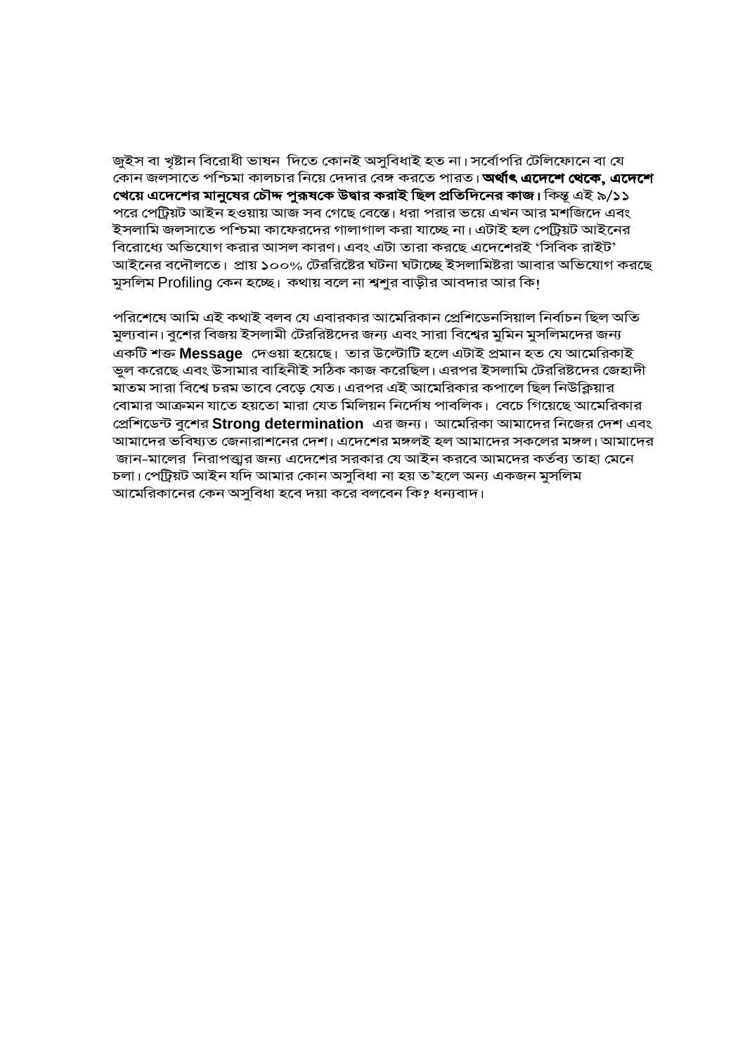জুইস বা খৃষ্টান বিরোধী ভাষন  দিতে কোনই অসুবিধাই হত না। সর্বোপরি টেলিফোনে বা যে কোন জলসাতে পশ্চিমা কালচার নিয়ে দেদার বেঙ্গ করতে পারত। **অর্থাৎ এদেশে থেকে, এদেশে খেয়ে এদেশের মানুষের চৌদ্দ পুরুষকে উদ্বার করাই ছিল প্রতিদিনের কাজ।** কিন্তু এই ৯/১১ পরে পেট্রিয়ট আইন হওয়ায় আজ সব গেছে বেস্তে। ধরা পরার ভয়ে এখন আর মশজিদে এবং ইসলামি জলসাতে পশ্চিমা কাফেরদের গালাগাল করা যাচ্ছে না। এটাই হল পেট্রিয়ট আইনের বিরোধ্যে অভিযোগ করার আসল কারণ। এবং এটা তারা করছে এদেশেরই 'সিবিক রাইট' আইনের বদৌলতে।  প্রায় ১০০% টেররিষ্টের ঘটনা ঘটাচ্ছে ইসলামিষ্টরা আবার অভিযোগ করছে মুসলিম Profiling কেন হচ্ছে।  কথায় বলে না শ্বশুর বাড়ীর আবদার আর কি!

পরিশেষে আমি এই কথাই বলব যে এবারকার আমেরিকান প্রেশিডেনসিয়াল নির্বাচন ছিল অতি মূল্যবান। বুশের বিজয় ইসলামী টেররিষ্টদের জন্য এবং সারা বিশ্বের মুমিন মুসলিমদের জন্য একটি শক্ত **Message**  দেওয়া হয়েছে।  তার উল্টোটি হলে এটাই প্রমান হত যে আমেরিকাই ভুল করেছে এবং উসামার বাহিনীই সঠিক কাজ করেছিল। এরপর ইসলামি টেররিষ্টদের জেহাদী মাতম সারা বিশ্বে চরম ভাবে বেড়ে যেত। এরপর এই আমেরিকার কপালে ছিল নিউক্লিয়ার বোমার আক্রমন যাতে হয়তো মারা যেত মিলিয়ন নির্দোষ পাবলিক।  বেচে গিয়েছে আমেরিকার প্রেশিডেন্ট বুশের **Strong determination**  এর জন্য।  আমেরিকা আমাদের নিজের দেশ এবং আমাদের ভবিষ্যত জেনারাশনের দেশ। এদেশের মঙ্গলই হল আমাদের সকলের মঙ্গল। আমাদের জান-মালের  নিরাপত্ত্বার জন্য এদেশের সরকার যে আইন করবে আমদের কর্তব্য তাহা মেনে চলা। পেট্রিয়ট আইন যদি আমার কোন অসুবিধা না হয় ত'হলে অন্য একজন মুসলিম আমেরিকানের কেন অসুবিধা হবে দয়া করে বলবেন কি? ধন্যবাদ।